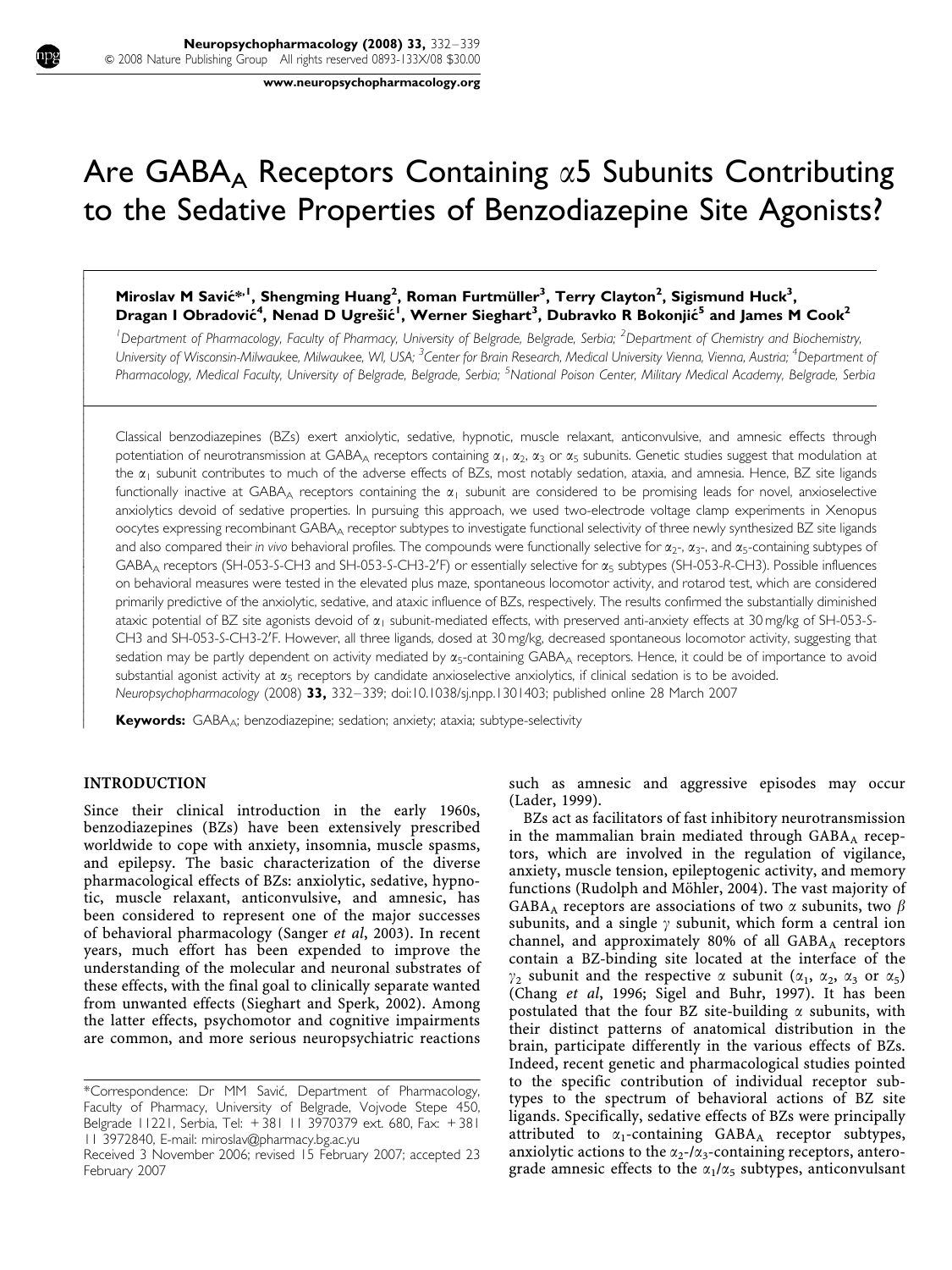# Are $GABA_A$ Receptors Containing α5 Subunits Contributing to the Sedative Properties of Benzodiazepine Site Agonists?

**Miroslav M Savić*[1], Shengming Huang[2], Roman Furtmüller[3], Terry Clayton[2], Sigismund Huck[3], Dragan I Obradović[4], Nenad D Ugrešić[1], Werner Sieghart[3], Dubravko R Bokonjić[5] and James M Cook[2]**

[1]Department of Pharmacology, Faculty of Pharmacy, University of Belgrade, Belgrade, Serbia; [2]Department of Chemistry and Biochemistry, University of Wisconsin-Milwaukee, Milwaukee, WI, USA; [3]Center for Brain Research, Medical University Vienna, Vienna, Austria; [4]Department of Pharmacology, Medical Faculty, University of Belgrade, Belgrade, Serbia; [5]National Poison Center, Military Medical Academy, Belgrade, Serbia

Classical benzodiazepines (BZs) exert anxiolytic, sedative, hypnotic, muscle relaxant, anticonvulsive, and amnesic effects through potentiation of neurotransmission at $GABA_A$ receptors containing $\alpha_1$, $\alpha_2$, $\alpha_3$ or $\alpha_5$ subunits. Genetic studies suggest that modulation at the $\alpha_1$ subunit contributes to much of the adverse effects of BZs, most notably sedation, ataxia, and amnesia. Hence, BZ site ligands functionally inactive at $GABA_A$ receptors containing the $\alpha_1$ subunit are considered to be promising leads for novel, anxioselective anxiolytics devoid of sedative properties. In pursuing this approach, we used two-electrode voltage clamp experiments in Xenopus oocytes expressing recombinant $GABA_A$ receptor subtypes to investigate functional selectivity of three newly synthesized BZ site ligands and also compared their *in vivo* behavioral profiles. The compounds were functionally selective for $\alpha_2$-, $\alpha_3$-, and $\alpha_5$-containing subtypes of $GABA_A$ receptors (SH-053-*S*-CH3 and SH-053-*S*-CH3-2′F) or essentially selective for $\alpha_5$ subtypes (SH-053-*R*-CH3). Possible influences on behavioral measures were tested in the elevated plus maze, spontaneous locomotor activity, and rotarod test, which are considered primarily predictive of the anxiolytic, sedative, and ataxic influence of BZs, respectively. The results confirmed the substantially diminished ataxic potential of BZ site agonists devoid of $\alpha_1$ subunit-mediated effects, with preserved anti-anxiety effects at 30 mg/kg of SH-053-*S*-CH3 and SH-053-*S*-CH3-2′F. However, all three ligands, dosed at 30 mg/kg, decreased spontaneous locomotor activity, suggesting that sedation may be partly dependent on activity mediated by $\alpha_5$-containing $GABA_A$ receptors. Hence, it could be of importance to avoid substantial agonist activity at $\alpha_5$ receptors by candidate anxioselective anxiolytics, if clinical sedation is to be avoided.

*Neuropsychopharmacology* (2008) **33,** 332–339; doi:10.1038/sj.npp.1301403; published online 28 March 2007

**Keywords:** $GABA_A$; benzodiazepine; sedation; anxiety; ataxia; subtype-selectivity

## INTRODUCTION

Since their clinical introduction in the early 1960s, benzodiazepines (BZs) have been extensively prescribed worldwide to cope with anxiety, insomnia, muscle spasms, and epilepsy. The basic characterization of the diverse pharmacological effects of BZs: anxiolytic, sedative, hypnotic, muscle relaxant, anticonvulsive, and amnesic, has been considered to represent one of the major successes of behavioral pharmacology (Sanger *et al*, 2003). In recent years, much effort has been expended to improve the understanding of the molecular and neuronal substrates of these effects, with the final goal to clinically separate wanted from unwanted effects (Sieghart and Sperk, 2002). Among the latter effects, psychomotor and cognitive impairments are common, and more serious neuropsychiatric reactions such as amnesic and aggressive episodes may occur (Lader, 1999).

BZs act as facilitators of fast inhibitory neurotransmission in the mammalian brain mediated through $GABA_A$ receptors, which are involved in the regulation of vigilance, anxiety, muscle tension, epileptogenic activity, and memory functions (Rudolph and Möhler, 2004). The vast majority of $GABA_A$ receptors are associations of two α subunits, two β subunits, and a single γ subunit, which form a central ion channel, and approximately 80% of all $GABA_A$ receptors contain a BZ-binding site located at the interface of the $\gamma_2$ subunit and the respective α subunit ($\alpha_1$, $\alpha_2$, $\alpha_3$ or $\alpha_5$) (Chang *et al*, 1996; Sigel and Buhr, 1997). It has been postulated that the four BZ site-building α subunits, with their distinct patterns of anatomical distribution in the brain, participate differently in the various effects of BZs. Indeed, recent genetic and pharmacological studies pointed to the specific contribution of individual receptor subtypes to the spectrum of behavioral actions of BZ site ligands. Specifically, sedative effects of BZs were principally attributed to $\alpha_1$-containing $GABA_A$ receptor subtypes, anxiolytic actions to the $\alpha_2$-/$\alpha_3$-containing receptors, anterograde amnesic effects to the $\alpha_1$/$\alpha_5$ subtypes, anticonvulsant

*Correspondence: Dr MM Savić, Department of Pharmacology, Faculty of Pharmacy, University of Belgrade, Vojvode Stepe 450, Belgrade 11221, Serbia, Tel: + 381 11 3970379 ext. 680, Fax: + 381 11 3972840, E-mail: miroslav@pharmacy.bg.ac.yu

Received 3 November 2006; revised 15 February 2007; accepted 23 February 2007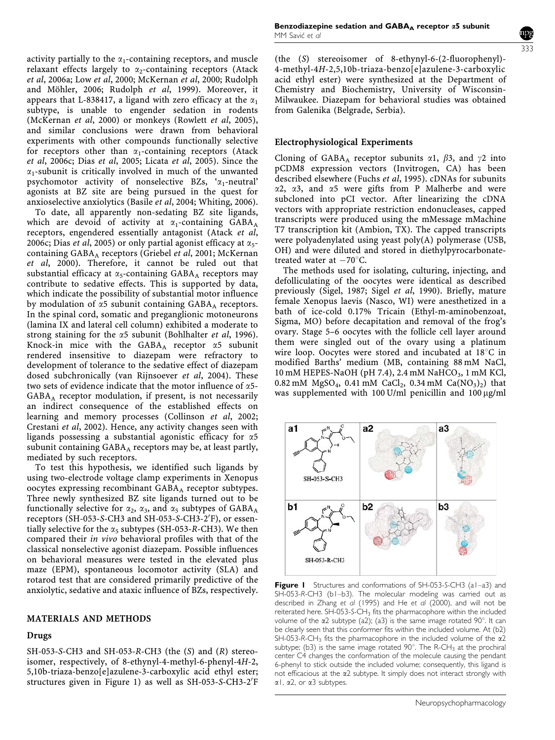activity partially to the $\alpha_1$-containing receptors, and muscle relaxant effects largely to $\alpha_2$-containing receptors (Atack *et al*, 2006a; Low *et al*, 2000; McKernan *et al*, 2000; Rudolph and Möhler, 2006; Rudolph *et al*, 1999). Moreover, it appears that L-838417, a ligand with zero efficacy at the $\alpha_1$ subtype, is unable to engender sedation in rodents (McKernan *et al*, 2000) or monkeys (Rowlett *et al*, 2005), and similar conclusions were drawn from behavioral experiments with other compounds functionally selective for receptors other than $\alpha_1$-containing receptors (Atack *et al*, 2006c; Dias *et al*, 2005; Licata *et al*, 2005). Since the $\alpha_1$-subunit is critically involved in much of the unwanted psychomotor activity of nonselective BZs, '$\alpha_1$-neutral' agonists at BZ site are being pursued in the quest for anxioselective anxiolytics (Basile *et al*, 2004; Whiting, 2006).

To date, all apparently non-sedating BZ site ligands, which are devoid of activity at $\alpha_1$-containing $GABA_A$ receptors, engendered essentially antagonist (Atack *et al*, 2006c; Dias *et al*, 2005) or only partial agonist efficacy at $\alpha_5$-containing $GABA_A$ receptors (Griebel *et al*, 2001; McKernan *et al*, 2000). Therefore, it cannot be ruled out that substantial efficacy at $\alpha_5$-containing $GABA_A$ receptors may contribute to sedative effects. This is supported by data, which indicate the possibility of substantial motor influence by modulation of $\alpha$5 subunit containing $GABA_A$ receptors. In the spinal cord, somatic and preganglionic motoneurons (lamina IX and lateral cell column) exhibited a moderate to strong staining for the $\alpha$5 subunit (Bohlhalter *et al*, 1996). Knock-in mice with the $GABA_A$ receptor $\alpha$5 subunit rendered insensitive to diazepam were refractory to development of tolerance to the sedative effect of diazepam dosed subchronically (van Rijnsoever *et al*, 2004). These two sets of evidence indicate that the motor influence of $\alpha$5-$GABA_A$ receptor modulation, if present, is not necessarily an indirect consequence of the established effects on learning and memory processes (Collinson *et al*, 2002; Crestani *et al*, 2002). Hence, any activity changes seen with ligands possessing a substantial agonistic efficacy for $\alpha$5 subunit containing $GABA_A$ receptors may be, at least partly, mediated by such receptors.

To test this hypothesis, we identified such ligands by using two-electrode voltage clamp experiments in Xenopus oocytes expressing recombinant $GABA_A$ receptor subtypes. Three newly synthesized BZ site ligands turned out to be functionally selective for $\alpha_2$, $\alpha_3$, and $\alpha_5$ subtypes of $GABA_A$ receptors (SH-053-*S*-CH3 and SH-053-*S*-CH3-2′F), or essentially selective for the $\alpha_5$ subtypes (SH-053-*R*-CH3). We then compared their *in vivo* behavioral profiles with that of the classical nonselective agonist diazepam. Possible influences on behavioral measures were tested in the elevated plus maze (EPM), spontaneous locomotor activity (SLA) and rotarod test that are considered primarily predictive of the anxiolytic, sedative and ataxic influence of BZs, respectively.

## MATERIALS AND METHODS

### Drugs

SH-053-*S*-CH3 and SH-053-*R*-CH3 (the (*S*) and (*R*) stereoisomer, respectively, of 8-ethynyl-4-methyl-6-phenyl-4*H*-2,5,10b-triaza-benzo[e]azulene-3-carboxylic acid ethyl ester; structures given in Figure 1) as well as SH-053-*S*-CH3-2′F (the (*S*) stereoisomer of 8-ethynyl-6-(2-fluorophenyl)-4-methyl-4*H*-2,5,10b-triaza-benzo[e]azulene-3-carboxylic acid ethyl ester) were synthesized at the Department of Chemistry and Biochemistry, University of Wisconsin-Milwaukee. Diazepam for behavioral studies was obtained from Galenika (Belgrade, Serbia).

### Electrophysiological Experiments

Cloning of $GABA_A$ receptor subunits $\alpha$1, $\beta$3, and $\gamma$2 into pCDM8 expression vectors (Invitrogen, CA) has been described elsewhere (Fuchs *et al*, 1995). cDNAs for subunits $\alpha$2, $\alpha$3, and $\alpha$5 were gifts from P Malherbe and were subcloned into pCI vector. After linearizing the cDNA vectors with appropriate restriction endonucleases, capped transcripts were produced using the mMessage mMachine T7 transcription kit (Ambion, TX). The capped transcripts were polyadenylated using yeast poly(A) polymerase (USB, OH) and were diluted and stored in diethylpyrocarbonate-treated water at −70°C.

The methods used for isolating, culturing, injecting, and defolliculating of the oocytes were identical as described previously (Sigel, 1987; Sigel *et al*, 1990). Briefly, mature female Xenopus laevis (Nasco, WI) were anesthetized in a bath of ice-cold 0.17% Tricain (Ethyl-m-aminobenzoat, Sigma, MO) before decapitation and removal of the frog's ovary. Stage 5–6 oocytes with the follicle cell layer around them were singled out of the ovary using a platinum wire loop. Oocytes were stored and incubated at 18°C in modified Barths' medium (MB, containing 88 mM NaCl, 10 mM HEPES-NaOH (pH 7.4), 2.4 mM $NaHCO_3$, 1 mM KCl, 0.82 mM $MgSO_4$, 0.41 mM $CaCl_2$, 0.34 mM $Ca(NO_3)_2$) that was supplemented with 100 U/ml penicillin and 100 μg/ml

**Figure 1** Structures and conformations of SH-053-*S*-CH3 (a1–a3) and SH-053-*R*-CH3 (b1–b3). The molecular modeling was carried out as described in Zhang *et al* (1995) and He *et al* (2000), and will not be reiterated here. SH-053-*S*-$CH_3$ fits the pharmacophore within the included volume of the $\alpha$2 subtype (a2); (a3) is the same image rotated 90°. It can be clearly seen that this conformer fits within the included volume. At (b2) SH-053-*R*-$CH_3$ fits the pharmacophore in the included volume of the $\alpha$2 subtype; (b3) is the same image rotated 90°. The R-$CH_3$ at the prochiral center C4 changes the conformation of the molecule causing the pendant 6-phenyl to stick outside the included volume; consequently, this ligand is not efficacious at the $\alpha$2 subtype. It simply does not interact strongly with $\alpha$1, $\alpha$2, or $\alpha$3 subtypes.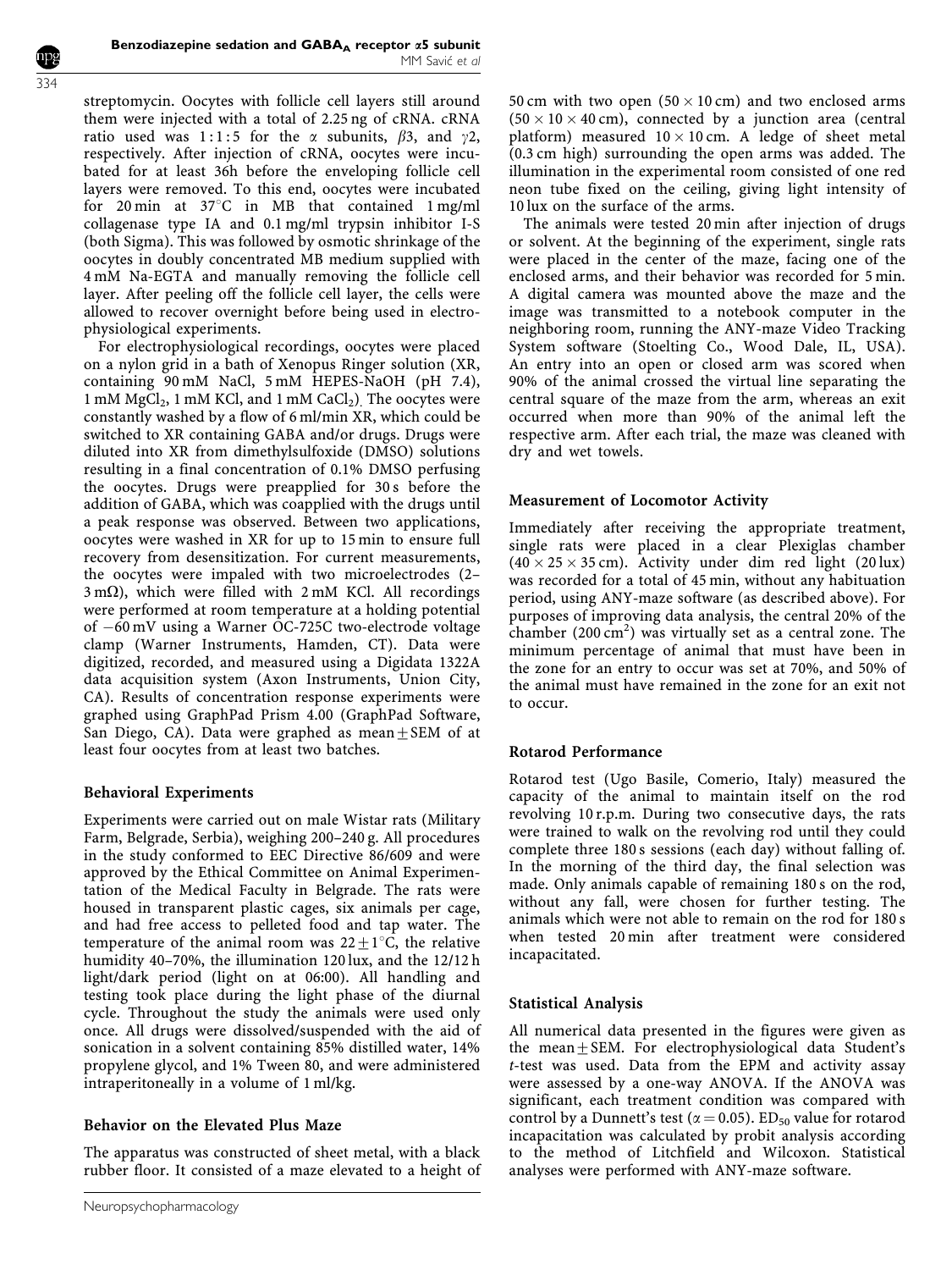streptomycin. Oocytes with follicle cell layers still around them were injected with a total of 2.25 ng of cRNA. cRNA ratio used was 1 : 1 : 5 for the α subunits, β3, and γ2, respectively. After injection of cRNA, oocytes were incubated for at least 36h before the enveloping follicle cell layers were removed. To this end, oocytes were incubated for 20 min at 37°C in MB that contained 1 mg/ml collagenase type IA and 0.1 mg/ml trypsin inhibitor I-S (both Sigma). This was followed by osmotic shrinkage of the oocytes in doubly concentrated MB medium supplied with 4 mM Na-EGTA and manually removing the follicle cell layer. After peeling off the follicle cell layer, the cells were allowed to recover overnight before being used in electrophysiological experiments.

For electrophysiological recordings, oocytes were placed on a nylon grid in a bath of Xenopus Ringer solution (XR, containing 90 mM NaCl, 5 mM HEPES-NaOH (pH 7.4), 1 mM $MgCl_2$, 1 mM KCl, and 1 mM $CaCl_2$). The oocytes were constantly washed by a flow of 6 ml/min XR, which could be switched to XR containing GABA and/or drugs. Drugs were diluted into XR from dimethylsulfoxide (DMSO) solutions resulting in a final concentration of 0.1% DMSO perfusing the oocytes. Drugs were preapplied for 30 s before the addition of GABA, which was coapplied with the drugs until a peak response was observed. Between two applications, oocytes were washed in XR for up to 15 min to ensure full recovery from desensitization. For current measurements, the oocytes were impaled with two microelectrodes (2–3 mΩ), which were filled with 2 mM KCl. All recordings were performed at room temperature at a holding potential of −60 mV using a Warner OC-725C two-electrode voltage clamp (Warner Instruments, Hamden, CT). Data were digitized, recorded, and measured using a Digidata 1322A data acquisition system (Axon Instruments, Union City, CA). Results of concentration response experiments were graphed using GraphPad Prism 4.00 (GraphPad Software, San Diego, CA). Data were graphed as mean ± SEM of at least four oocytes from at least two batches.

## Behavioral Experiments

Experiments were carried out on male Wistar rats (Military Farm, Belgrade, Serbia), weighing 200–240 g. All procedures in the study conformed to EEC Directive 86/609 and were approved by the Ethical Committee on Animal Experimentation of the Medical Faculty in Belgrade. The rats were housed in transparent plastic cages, six animals per cage, and had free access to pelleted food and tap water. The temperature of the animal room was 22 ± 1°C, the relative humidity 40–70%, the illumination 120 lux, and the 12/12 h light/dark period (light on at 06:00). All handling and testing took place during the light phase of the diurnal cycle. Throughout the study the animals were used only once. All drugs were dissolved/suspended with the aid of sonication in a solvent containing 85% distilled water, 14% propylene glycol, and 1% Tween 80, and were administered intraperitoneally in a volume of 1 ml/kg.

## Behavior on the Elevated Plus Maze

The apparatus was constructed of sheet metal, with a black rubber floor. It consisted of a maze elevated to a height of 50 cm with two open (50 × 10 cm) and two enclosed arms (50 × 10 × 40 cm), connected by a junction area (central platform) measured 10 × 10 cm. A ledge of sheet metal (0.3 cm high) surrounding the open arms was added. The illumination in the experimental room consisted of one red neon tube fixed on the ceiling, giving light intensity of 10 lux on the surface of the arms.

The animals were tested 20 min after injection of drugs or solvent. At the beginning of the experiment, single rats were placed in the center of the maze, facing one of the enclosed arms, and their behavior was recorded for 5 min. A digital camera was mounted above the maze and the image was transmitted to a notebook computer in the neighboring room, running the ANY-maze Video Tracking System software (Stoelting Co., Wood Dale, IL, USA). An entry into an open or closed arm was scored when 90% of the animal crossed the virtual line separating the central square of the maze from the arm, whereas an exit occurred when more than 90% of the animal left the respective arm. After each trial, the maze was cleaned with dry and wet towels.

## Measurement of Locomotor Activity

Immediately after receiving the appropriate treatment, single rats were placed in a clear Plexiglas chamber (40 × 25 × 35 cm). Activity under dim red light (20 lux) was recorded for a total of 45 min, without any habituation period, using ANY-maze software (as described above). For purposes of improving data analysis, the central 20% of the chamber (200 $cm^2$) was virtually set as a central zone. The minimum percentage of animal that must have been in the zone for an entry to occur was set at 70%, and 50% of the animal must have remained in the zone for an exit not to occur.

## Rotarod Performance

Rotarod test (Ugo Basile, Comerio, Italy) measured the capacity of the animal to maintain itself on the rod revolving 10 r.p.m. During two consecutive days, the rats were trained to walk on the revolving rod until they could complete three 180 s sessions (each day) without falling of. In the morning of the third day, the final selection was made. Only animals capable of remaining 180 s on the rod, without any fall, were chosen for further testing. The animals which were not able to remain on the rod for 180 s when tested 20 min after treatment were considered incapacitated.

## Statistical Analysis

All numerical data presented in the figures were given as the mean ± SEM. For electrophysiological data Student's *t*-test was used. Data from the EPM and activity assay were assessed by a one-way ANOVA. If the ANOVA was significant, each treatment condition was compared with control by a Dunnett's test ($\alpha = 0.05$). $ED_{50}$ value for rotarod incapacitation was calculated by probit analysis according to the method of Litchfield and Wilcoxon. Statistical analyses were performed with ANY-maze software.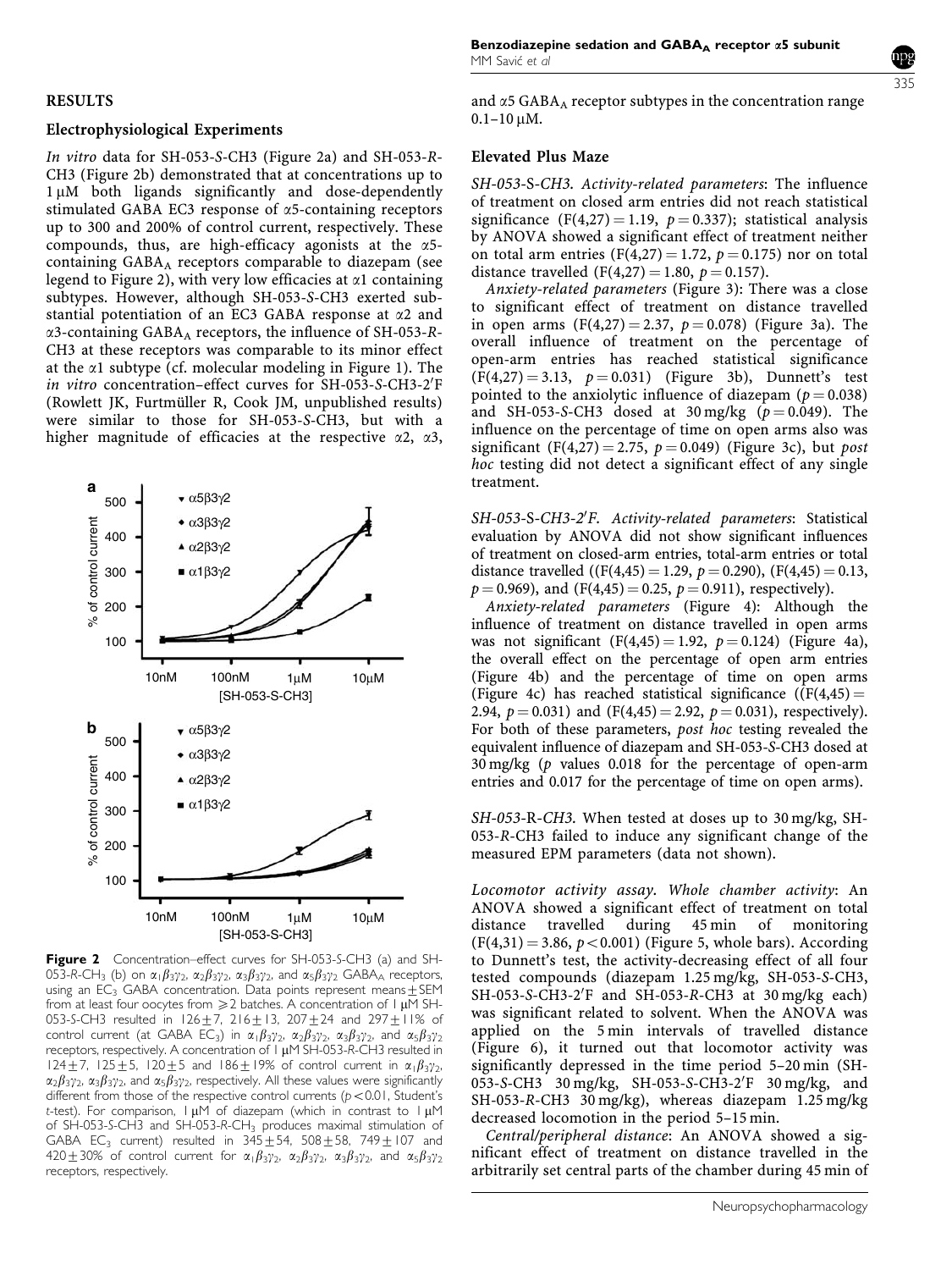## RESULTS

### Electrophysiological Experiments

*In vitro* data for SH-053-*S*-CH3 (Figure 2a) and SH-053-*R*-CH3 (Figure 2b) demonstrated that at concentrations up to 1 μM both ligands significantly and dose-dependently stimulated GABA EC3 response of α5-containing receptors up to 300 and 200% of control current, respectively. These compounds, thus, are high-efficacy agonists at the α5-containing $GABA_A$ receptors comparable to diazepam (see legend to Figure 2), with very low efficacies at α1 containing subtypes. However, although SH-053-*S*-CH3 exerted substantial potentiation of an EC3 GABA response at α2 and α3-containing $GABA_A$ receptors, the influence of SH-053-*R*-CH3 at these receptors was comparable to its minor effect at the α1 subtype (cf. molecular modeling in Figure 1). The *in vitro* concentration–effect curves for SH-053-*S*-CH3-2′F (Rowlett JK, Furtmüller R, Cook JM, unpublished results) were similar to those for SH-053-*S*-CH3, but with a higher magnitude of efficacies at the respective α2, α3, and α5 $GABA_A$ receptor subtypes in the concentration range 0.1–10 μM.

**Figure 2** Concentration–effect curves for SH-053-*S*-CH3 (a) and SH-053-*R*-$CH_3$ (b) on $\alpha_1\beta_3\gamma_2$, $\alpha_2\beta_3\gamma_2$, $\alpha_3\beta_3\gamma_2$, and $\alpha_5\beta_3\gamma_2$ $GABA_A$ receptors, using an $EC_3$ GABA concentration. Data points represent means ± SEM from at least four oocytes from ≥2 batches. A concentration of 1 μM SH-053-*S*-CH3 resulted in 126 ± 7, 216 ± 13, 207 ± 24 and 297 ± 11% of control current (at GABA $EC_3$) in $\alpha_1\beta_3\gamma_2$, $\alpha_2\beta_3\gamma_2$, $\alpha_3\beta_3\gamma_2$, and $\alpha_5\beta_3\gamma_2$ receptors, respectively. A concentration of 1 μM SH-053-*R*-CH3 resulted in 124 ± 7, 125 ± 5, 120 ± 5 and 186 ± 19% of control current in $\alpha_1\beta_3\gamma_2$, $\alpha_2\beta_3\gamma_2$, $\alpha_3\beta_3\gamma_2$, and $\alpha_5\beta_3\gamma_2$, respectively. All these values were significantly different from those of the respective control currents ($p < 0.01$, Student's *t*-test). For comparison, 1 μM of diazepam (which in contrast to 1 μM of SH-053-*S*-CH3 and SH-053-*R*-$CH_3$ produces maximal stimulation of GABA $EC_3$ current) resulted in 345 ± 54, 508 ± 58, 749 ± 107 and 420 ± 30% of control current for $\alpha_1\beta_3\gamma_2$, $\alpha_2\beta_3\gamma_2$, $\alpha_3\beta_3\gamma_2$, and $\alpha_5\beta_3\gamma_2$ receptors, respectively.

### Elevated Plus Maze

*SH-053-*S*-CH3. Activity-related parameters*: The influence of treatment on closed arm entries did not reach statistical significance ($F(4,27) = 1.19$, $p = 0.337$); statistical analysis by ANOVA showed a significant effect of treatment neither on total arm entries ($F(4,27) = 1.72$, $p = 0.175$) nor on total distance travelled ($F(4,27) = 1.80$, $p = 0.157$).

*Anxiety-related parameters* (Figure 3): There was a close to significant effect of treatment on distance travelled in open arms ($F(4,27) = 2.37$, $p = 0.078$) (Figure 3a). The overall influence of treatment on the percentage of open-arm entries has reached statistical significance ($F(4,27) = 3.13$, $p = 0.031$) (Figure 3b), Dunnett's test pointed to the anxiolytic influence of diazepam ($p = 0.038$) and SH-053-*S*-CH3 dosed at 30 mg/kg ($p = 0.049$). The influence on the percentage of time on open arms also was significant ($F(4,27) = 2.75$, $p = 0.049$) (Figure 3c), but *post hoc* testing did not detect a significant effect of any single treatment.

*SH-053-*S*-CH3-2′F. Activity-related parameters*: Statistical evaluation by ANOVA did not show significant influences of treatment on closed-arm entries, total-arm entries or total distance travelled (($F(4,45) = 1.29$, $p = 0.290$), ($F(4,45) = 0.13$, $p = 0.969$), and ($F(4,45) = 0.25$, $p = 0.911$), respectively).

*Anxiety-related parameters* (Figure 4): Although the influence of treatment on distance travelled in open arms was not significant ($F(4,45) = 1.92$, $p = 0.124$) (Figure 4a), the overall effect on the percentage of open arm entries (Figure 4b) and the percentage of time on open arms (Figure 4c) has reached statistical significance (($F(4,45) = 2.94$, $p = 0.031$) and ($F(4,45) = 2.92$, $p = 0.031$), respectively). For both of these parameters, *post hoc* testing revealed the equivalent influence of diazepam and SH-053-*S*-CH3 dosed at 30 mg/kg (*p* values 0.018 for the percentage of open-arm entries and 0.017 for the percentage of time on open arms).

*SH-053-*R*-CH3.* When tested at doses up to 30 mg/kg, SH-053-*R*-CH3 failed to induce any significant change of the measured EPM parameters (data not shown).

*Locomotor activity assay. Whole chamber activity*: An ANOVA showed a significant effect of treatment on total distance travelled during 45 min of monitoring ($F(4,31) = 3.86$, $p < 0.001$) (Figure 5, whole bars). According to Dunnett's test, the activity-decreasing effect of all four tested compounds (diazepam 1.25 mg/kg, SH-053-*S*-CH3, SH-053-*S*-CH3-2′F and SH-053-*R*-CH3 at 30 mg/kg each) was significant related to solvent. When the ANOVA was applied on the 5 min intervals of travelled distance (Figure 6), it turned out that locomotor activity was significantly depressed in the time period 5–20 min (SH-053-*S*-CH3 30 mg/kg, SH-053-*S*-CH3-2′F 30 mg/kg, and SH-053-*R*-CH3 30 mg/kg), whereas diazepam 1.25 mg/kg decreased locomotion in the period 5–15 min.

*Central/peripheral distance*: An ANOVA showed a significant effect of treatment on distance travelled in the arbitrarily set central parts of the chamber during 45 min of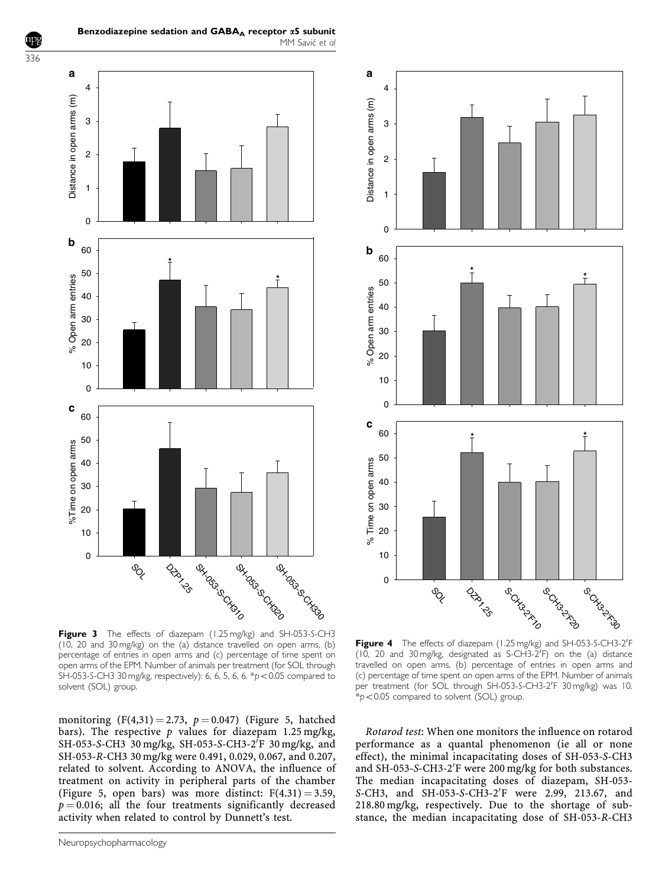**Figure 3** The effects of diazepam (1.25 mg/kg) and SH-053-*S*-CH3 (10, 20 and 30 mg/kg) on the (a) distance travelled on open arms, (b) percentage of entries in open arms and (c) percentage of time spent on open arms of the EPM. Number of animals per treatment (for SOL through SH-053-*S*-CH3 30 mg/kg, respectively): 6, 6, 5, 6, 6. \*$p < 0.05$ compared to solvent (SOL) group.

**Figure 4** The effects of diazepam (1.25 mg/kg) and SH-053-*S*-CH3-2′F (10, 20 and 30 mg/kg, designated as S-CH3-2′F) on the (a) distance travelled on open arms, (b) percentage of entries in open arms and (c) percentage of time spent on open arms of the EPM. Number of animals per treatment (for SOL through SH-053-*S*-CH3-2′F 30 mg/kg) was 10. \*$p < 0.05$ compared to solvent (SOL) group.

monitoring ($F(4,31) = 2.73$, $p = 0.047$) (Figure 5, hatched bars). The respective $p$ values for diazepam 1.25 mg/kg, SH-053-*S*-CH3 30 mg/kg, SH-053-*S*-CH3-2′F 30 mg/kg, and SH-053-*R*-CH3 30 mg/kg were 0.491, 0.029, 0.067, and 0.207, related to solvent. According to ANOVA, the influence of treatment on activity in peripheral parts of the chamber (Figure 5, open bars) was more distinct: $F(4.31) = 3.59$, $p = 0.016$; all the four treatments significantly decreased activity when related to control by Dunnett's test.

*Rotarod test*: When one monitors the influence on rotarod performance as a quantal phenomenon (ie all or none effect), the minimal incapacitating doses of SH-053-*S*-CH3 and SH-053-*S*-CH3-2′F were 200 mg/kg for both substances. The median incapacitating doses of diazepam, SH-053-*S*-CH3, and SH-053-*S*-CH3-2′F were 2.99, 213.67, and 218.80 mg/kg, respectively. Due to the shortage of substance, the median incapacitating dose of SH-053-*R*-CH3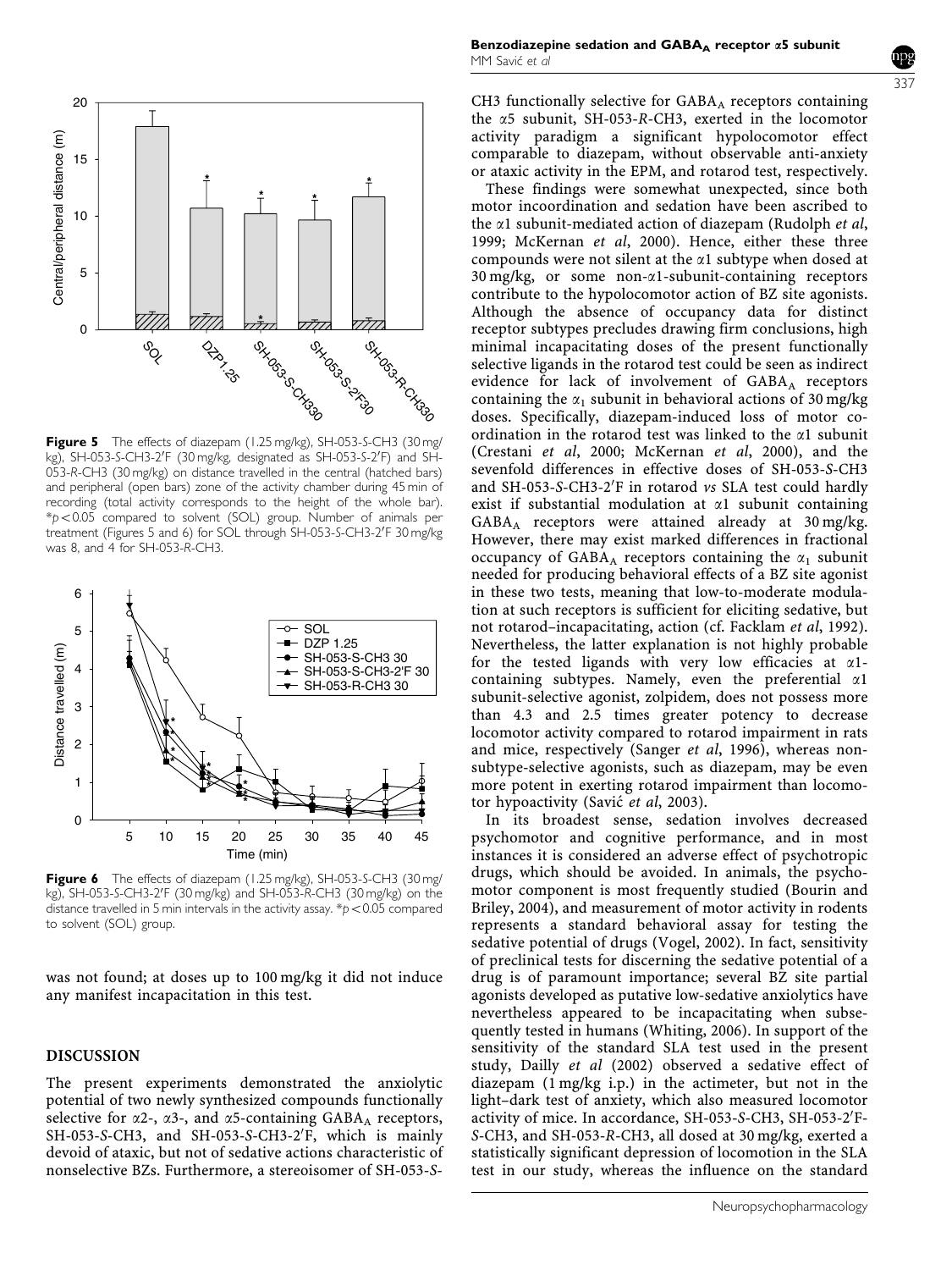**Figure 5** The effects of diazepam (1.25 mg/kg), SH-053-S-CH3 (30 mg/kg), SH-053-S-CH3-2′F (30 mg/kg, designated as SH-053-S-2′F) and SH-053-R-CH3 (30 mg/kg) on distance travelled in the central (hatched bars) and peripheral (open bars) zone of the activity chamber during 45 min of recording (total activity corresponds to the height of the whole bar). *$p < 0.05$ compared to solvent (SOL) group. Number of animals per treatment (Figures 5 and 6) for SOL through SH-053-S-CH3-2′F 30 mg/kg was 8, and 4 for SH-053-R-CH3.

**Figure 6** The effects of diazepam (1.25 mg/kg), SH-053-S-CH3 (30 mg/kg), SH-053-S-CH3-2′F (30 mg/kg) and SH-053-R-CH3 (30 mg/kg) on the distance travelled in 5 min intervals in the activity assay. *$p < 0.05$ compared to solvent (SOL) group.

was not found; at doses up to 100 mg/kg it did not induce any manifest incapacitation in this test.

## DISCUSSION

The present experiments demonstrated the anxiolytic potential of two newly synthesized compounds functionally selective for $\alpha$2-, $\alpha$3-, and $\alpha$5-containing $GABA_A$ receptors, SH-053-S-CH3, and SH-053-S-CH3-2′F, which is mainly devoid of ataxic, but not of sedative actions characteristic of nonselective BZs. Furthermore, a stereoisomer of SH-053-S-CH3 functionally selective for $GABA_A$ receptors containing the $\alpha$5 subunit, SH-053-R-CH3, exerted in the locomotor activity paradigm a significant hypolocomotor effect comparable to diazepam, without observable anti-anxiety or ataxic activity in the EPM, and rotarod test, respectively.

These findings were somewhat unexpected, since both motor incoordination and sedation have been ascribed to the $\alpha$1 subunit-mediated action of diazepam (Rudolph *et al*, 1999; McKernan *et al*, 2000). Hence, either these three compounds were not silent at the $\alpha$1 subtype when dosed at 30 mg/kg, or some non-$\alpha$1-subunit-containing receptors contribute to the hypolocomotor action of BZ site agonists. Although the absence of occupancy data for distinct receptor subtypes precludes drawing firm conclusions, high minimal incapacitating doses of the present functionally selective ligands in the rotarod test could be seen as indirect evidence for lack of involvement of $GABA_A$ receptors containing the $\alpha_1$ subunit in behavioral actions of 30 mg/kg doses. Specifically, diazepam-induced loss of motor coordination in the rotarod test was linked to the $\alpha$1 subunit (Crestani *et al*, 2000; McKernan *et al*, 2000), and the sevenfold differences in effective doses of SH-053-S-CH3 and SH-053-S-CH3-2′F in rotarod *vs* SLA test could hardly exist if substantial modulation at $\alpha$1 subunit containing $GABA_A$ receptors were attained already at 30 mg/kg. However, there may exist marked differences in fractional occupancy of $GABA_A$ receptors containing the $\alpha_1$ subunit needed for producing behavioral effects of a BZ site agonist in these two tests, meaning that low-to-moderate modulation at such receptors is sufficient for eliciting sedative, but not rotarod–incapacitating, action (cf. Facklam *et al*, 1992). Nevertheless, the latter explanation is not highly probable for the tested ligands with very low efficacies at $\alpha$1-containing subtypes. Namely, even the preferential $\alpha$1 subunit-selective agonist, zolpidem, does not possess more than 4.3 and 2.5 times greater potency to decrease locomotor activity compared to rotarod impairment in rats and mice, respectively (Sanger *et al*, 1996), whereas non-subtype-selective agonists, such as diazepam, may be even more potent in exerting rotarod impairment than locomotor hypoactivity (Savić *et al*, 2003).

In its broadest sense, sedation involves decreased psychomotor and cognitive performance, and in most instances it is considered an adverse effect of psychotropic drugs, which should be avoided. In animals, the psychomotor component is most frequently studied (Bourin and Briley, 2004), and measurement of motor activity in rodents represents a standard behavioral assay for testing the sedative potential of drugs (Vogel, 2002). In fact, sensitivity of preclinical tests for discerning the sedative potential of a drug is of paramount importance; several BZ site partial agonists developed as putative low-sedative anxiolytics have nevertheless appeared to be incapacitating when subsequently tested in humans (Whiting, 2006). In support of the sensitivity of the standard SLA test used in the present study, Dailly *et al* (2002) observed a sedative effect of diazepam (1 mg/kg i.p.) in the actimeter, but not in the light–dark test of anxiety, which also measured locomotor activity of mice. In accordance, SH-053-S-CH3, SH-053-2′F-S-CH3, and SH-053-R-CH3, all dosed at 30 mg/kg, exerted a statistically significant depression of locomotion in the SLA test in our study, whereas the influence on the standard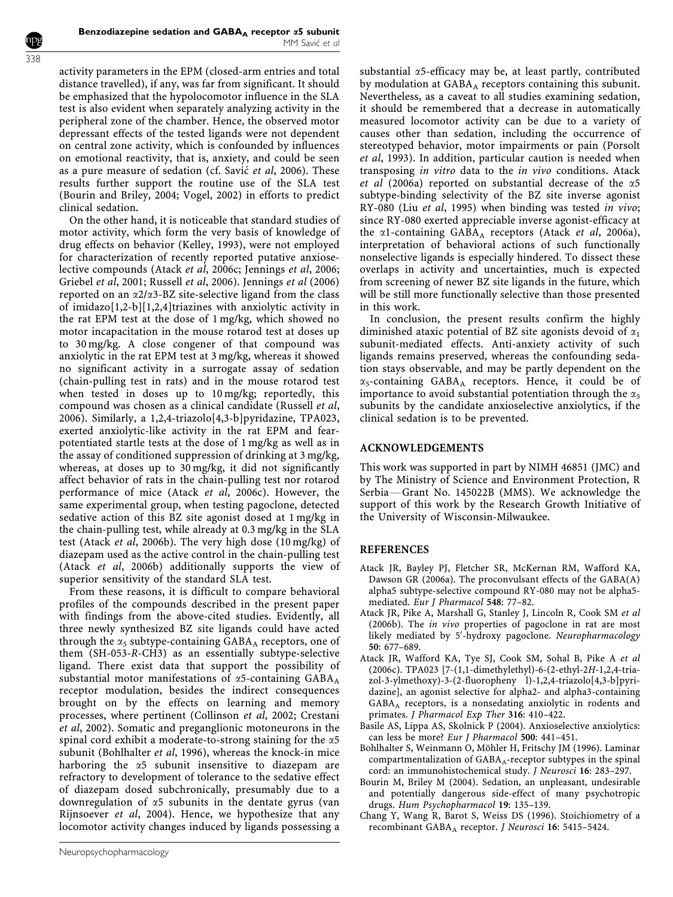activity parameters in the EPM (closed-arm entries and total distance travelled), if any, was far from significant. It should be emphasized that the hypolocomotor influence in the SLA test is also evident when separately analyzing activity in the peripheral zone of the chamber. Hence, the observed motor depressant effects of the tested ligands were not dependent on central zone activity, which is confounded by influences on emotional reactivity, that is, anxiety, and could be seen as a pure measure of sedation (cf. Savić *et al*, 2006). These results further support the routine use of the SLA test (Bourin and Briley, 2004; Vogel, 2002) in efforts to predict clinical sedation.

On the other hand, it is noticeable that standard studies of motor activity, which form the very basis of knowledge of drug effects on behavior (Kelley, 1993), were not employed for characterization of recently reported putative anxioselective compounds (Atack *et al*, 2006c; Jennings *et al*, 2006; Griebel *et al*, 2001; Russell *et al*, 2006). Jennings *et al* (2006) reported on an $\alpha$2/$\alpha$3-BZ site-selective ligand from the class of imidazo[1,2-b][1,2,4]triazines with anxiolytic activity in the rat EPM test at the dose of 1 mg/kg, which showed no motor incapacitation in the mouse rotarod test at doses up to 30 mg/kg. A close congener of that compound was anxiolytic in the rat EPM test at 3 mg/kg, whereas it showed no significant activity in a surrogate assay of sedation (chain-pulling test in rats) and in the mouse rotarod test when tested in doses up to 10 mg/kg; reportedly, this compound was chosen as a clinical candidate (Russell *et al*, 2006). Similarly, a 1,2,4-triazolo[4,3-b]pyridazine, TPA023, exerted anxiolytic-like activity in the rat EPM and fear-potentiated startle tests at the dose of 1 mg/kg as well as in the assay of conditioned suppression of drinking at 3 mg/kg, whereas, at doses up to 30 mg/kg, it did not significantly affect behavior of rats in the chain-pulling test nor rotarod performance of mice (Atack *et al*, 2006c). However, the same experimental group, when testing pagoclone, detected sedative action of this BZ site agonist dosed at 1 mg/kg in the chain-pulling test, while already at 0.3 mg/kg in the SLA test (Atack *et al*, 2006b). The very high dose (10 mg/kg) of diazepam used as the active control in the chain-pulling test (Atack *et al*, 2006b) additionally supports the view of superior sensitivity of the standard SLA test.

From these reasons, it is difficult to compare behavioral profiles of the compounds described in the present paper with findings from the above-cited studies. Evidently, all three newly synthesized BZ site ligands could have acted through the $\alpha_5$ subtype-containing GABA$_A$ receptors, one of them (SH-053-*R*-CH3) as an essentially subtype-selective ligand. There exist data that support the possibility of substantial motor manifestations of $\alpha$5-containing GABA$_A$ receptor modulation, besides the indirect consequences brought on by the effects on learning and memory processes, where pertinent (Collinson *et al*, 2002; Crestani *et al*, 2002). Somatic and preganglionic motoneurons in the spinal cord exhibit a moderate-to-strong staining for the $\alpha$5 subunit (Bohlhalter *et al*, 1996), whereas the knock-in mice harboring the $\alpha$5 subunit insensitive to diazepam are refractory to development of tolerance to the sedative effect of diazepam dosed subchronically, presumably due to a downregulation of $\alpha$5 subunits in the dentate gyrus (van Rijnsoever *et al*, 2004). Hence, we hypothesize that any locomotor activity changes induced by ligands possessing a substantial $\alpha$5-efficacy may be, at least partly, contributed by modulation at GABA$_A$ receptors containing this subunit. Nevertheless, as a caveat to all studies examining sedation, it should be remembered that a decrease in automatically measured locomotor activity can be due to a variety of causes other than sedation, including the occurrence of stereotyped behavior, motor impairments or pain (Porsolt *et al*, 1993). In addition, particular caution is needed when transposing *in vitro* data to the *in vivo* conditions. Atack *et al* (2006a) reported on substantial decrease of the $\alpha$5 subtype-binding selectivity of the BZ site inverse agonist RY-080 (Liu *et al*, 1995) when binding was tested *in vivo*; since RY-080 exerted appreciable inverse agonist-efficacy at the $\alpha$1-containing GABA$_A$ receptors (Atack *et al*, 2006a), interpretation of behavioral actions of such functionally nonselective ligands is especially hindered. To dissect these overlaps in activity and uncertainties, much is expected from screening of newer BZ site ligands in the future, which will be still more functionally selective than those presented in this work.

In conclusion, the present results confirm the highly diminished ataxic potential of BZ site agonists devoid of $\alpha_1$ subunit-mediated effects. Anti-anxiety activity of such ligands remains preserved, whereas the confounding sedation stays observable, and may be partly dependent on the $\alpha_5$-containing GABA$_A$ receptors. Hence, it could be of importance to avoid substantial potentiation through the $\alpha_5$ subunits by the candidate anxioselective anxiolytics, if the clinical sedation is to be prevented.

## ACKNOWLEDGEMENTS

This work was supported in part by NIMH 46851 (JMC) and by The Ministry of Science and Environment Protection, R Serbia—Grant No. 145022B (MMS). We acknowledge the support of this work by the Research Growth Initiative of the University of Wisconsin-Milwaukee.

## REFERENCES

Atack JR, Bayley PJ, Fletcher SR, McKernan RM, Wafford KA, Dawson GR (2006a). The proconvulsant effects of the GABA(A) alpha5 subtype-selective compound RY-080 may not be alpha5-mediated. *Eur J Pharmacol* **548**: 77–82.

Atack JR, Pike A, Marshall G, Stanley J, Lincoln R, Cook SM *et al* (2006b). The *in vivo* properties of pagoclone in rat are most likely mediated by 5′-hydroxy pagoclone. *Neuropharmacology* **50**: 677–689.

Atack JR, Wafford KA, Tye SJ, Cook SM, Sohal B, Pike A *et al* (2006c). TPA023 [7-(1,1-dimethylethyl)-6-(2-ethyl-2*H*-1,2,4-triazol-3-ylmethoxy)-3-(2-fluoropheny l)-1,2,4-triazolo[4,3-b]pyridazine], an agonist selective for alpha2- and alpha3-containing GABA$_A$ receptors, is a nonsedating anxiolytic in rodents and primates. *J Pharmacol Exp Ther* **316**: 410–422.

Basile AS, Lippa AS, Skolnick P (2004). Anxioselective anxiolytics: can less be more? *Eur J Pharmacol* **500**: 441–451.

Bohlhalter S, Weinmann O, Möhler H, Fritschy JM (1996). Laminar compartmentalization of GABA$_A$-receptor subtypes in the spinal cord: an immunohistochemical study. *J Neurosci* **16**: 283–297.

Bourin M, Briley M (2004). Sedation, an unpleasant, undesirable and potentially dangerous side-effect of many psychotropic drugs. *Hum Psychopharmacol* **19**: 135–139.

Chang Y, Wang R, Barot S, Weiss DS (1996). Stoichiometry of a recombinant GABA$_A$ receptor. *J Neurosci* **16**: 5415–5424.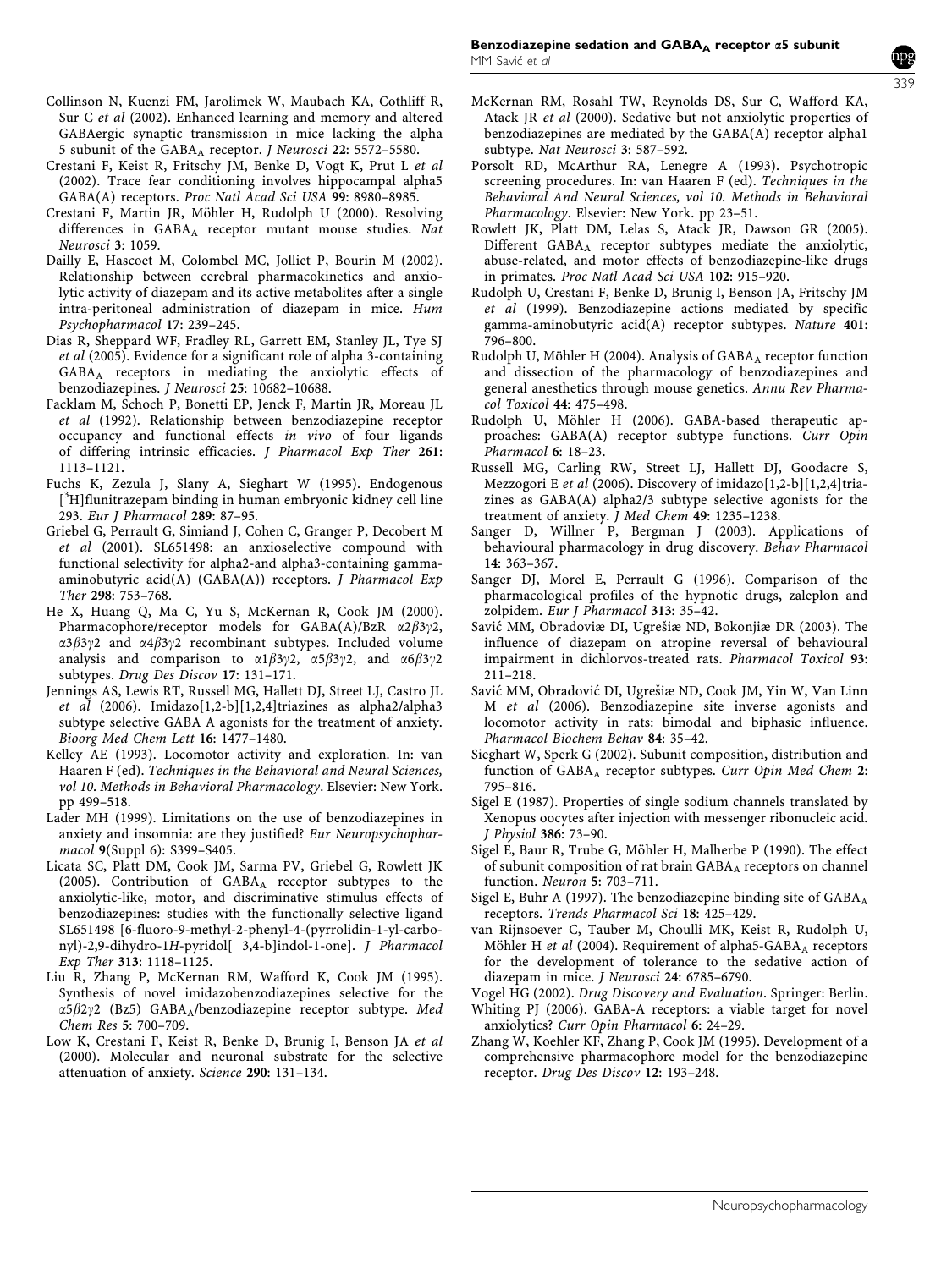Collinson N, Kuenzi FM, Jarolimek W, Maubach KA, Cothliff R, Sur C *et al* (2002). Enhanced learning and memory and altered GABAergic synaptic transmission in mice lacking the alpha 5 subunit of the $GABA_A$ receptor. *J Neurosci* **22**: 5572–5580.

Crestani F, Keist R, Fritschy JM, Benke D, Vogt K, Prut L *et al* (2002). Trace fear conditioning involves hippocampal alpha5 GABA(A) receptors. *Proc Natl Acad Sci USA* **99**: 8980–8985.

Crestani F, Martin JR, Möhler H, Rudolph U (2000). Resolving differences in $GABA_A$ receptor mutant mouse studies. *Nat Neurosci* **3**: 1059.

Dailly E, Hascoet M, Colombel MC, Jolliet P, Bourin M (2002). Relationship between cerebral pharmacokinetics and anxiolytic activity of diazepam and its active metabolites after a single intra-peritoneal administration of diazepam in mice. *Hum Psychopharmacol* **17**: 239–245.

Dias R, Sheppard WF, Fradley RL, Garrett EM, Stanley JL, Tye SJ *et al* (2005). Evidence for a significant role of alpha 3-containing $GABA_A$ receptors in mediating the anxiolytic effects of benzodiazepines. *J Neurosci* **25**: 10682–10688.

Facklam M, Schoch P, Bonetti EP, Jenck F, Martin JR, Moreau JL *et al* (1992). Relationship between benzodiazepine receptor occupancy and functional effects *in vivo* of four ligands of differing intrinsic efficacies. *J Pharmacol Exp Ther* **261**: 1113–1121.

Fuchs K, Zezula J, Slany A, Sieghart W (1995). Endogenous [$^3$H]flunitrazepam binding in human embryonic kidney cell line 293. *Eur J Pharmacol* **289**: 87–95.

Griebel G, Perrault G, Simiand J, Cohen C, Granger P, Decobert M *et al* (2001). SL651498: an anxioselective compound with functional selectivity for alpha2-and alpha3-containing gamma-aminobutyric acid(A) (GABA(A)) receptors. *J Pharmacol Exp Ther* **298**: 753–768.

He X, Huang Q, Ma C, Yu S, McKernan R, Cook JM (2000). Pharmacophore/receptor models for GABA(A)/BzR $\alpha2\beta3\gamma2$, $\alpha3\beta3\gamma2$ and $\alpha4\beta3\gamma2$ recombinant subtypes. Included volume analysis and comparison to $\alpha1\beta3\gamma2$, $\alpha5\beta3\gamma2$, and $\alpha6\beta3\gamma2$ subtypes. *Drug Des Discov* **17**: 131–171.

Jennings AS, Lewis RT, Russell MG, Hallett DJ, Street LJ, Castro JL *et al* (2006). Imidazo[1,2-b][1,2,4]triazines as alpha2/alpha3 subtype selective GABA A agonists for the treatment of anxiety. *Bioorg Med Chem Lett* **16**: 1477–1480.

Kelley AE (1993). Locomotor activity and exploration. In: van Haaren F (ed). *Techniques in the Behavioral and Neural Sciences, vol 10. Methods in Behavioral Pharmacology*. Elsevier: New York. pp 499–518.

Lader MH (1999). Limitations on the use of benzodiazepines in anxiety and insomnia: are they justified? *Eur Neuropsychopharmacol* **9**(Suppl 6): S399–S405.

Licata SC, Platt DM, Cook JM, Sarma PV, Griebel G, Rowlett JK (2005). Contribution of $GABA_A$ receptor subtypes to the anxiolytic-like, motor, and discriminative stimulus effects of benzodiazepines: studies with the functionally selective ligand SL651498 [6-fluoro-9-methyl-2-phenyl-4-(pyrrolidin-1-yl-carbonyl)-2,9-dihydro-1*H*-pyridol[ 3,4-b]indol-1-one]. *J Pharmacol Exp Ther* **313**: 1118–1125.

Liu R, Zhang P, McKernan RM, Wafford K, Cook JM (1995). Synthesis of novel imidazobenzodiazepines selective for the $\alpha5\beta2\gamma2$ (Bz5) $GABA_A$/benzodiazepine receptor subtype. *Med Chem Res* **5**: 700–709.

Low K, Crestani F, Keist R, Benke D, Brunig I, Benson JA *et al* (2000). Molecular and neuronal substrate for the selective attenuation of anxiety. *Science* **290**: 131–134.

McKernan RM, Rosahl TW, Reynolds DS, Sur C, Wafford KA, Atack JR *et al* (2000). Sedative but not anxiolytic properties of benzodiazepines are mediated by the GABA(A) receptor alpha1 subtype. *Nat Neurosci* **3**: 587–592.

Porsolt RD, McArthur RA, Lenegre A (1993). Psychotropic screening procedures. In: van Haaren F (ed). *Techniques in the Behavioral And Neural Sciences, vol 10. Methods in Behavioral Pharmacology*. Elsevier: New York. pp 23–51.

Rowlett JK, Platt DM, Lelas S, Atack JR, Dawson GR (2005). Different $GABA_A$ receptor subtypes mediate the anxiolytic, abuse-related, and motor effects of benzodiazepine-like drugs in primates. *Proc Natl Acad Sci USA* **102**: 915–920.

Rudolph U, Crestani F, Benke D, Brunig I, Benson JA, Fritschy JM *et al* (1999). Benzodiazepine actions mediated by specific gamma-aminobutyric acid(A) receptor subtypes. *Nature* **401**: 796–800.

Rudolph U, Möhler H (2004). Analysis of $GABA_A$ receptor function and dissection of the pharmacology of benzodiazepines and general anesthetics through mouse genetics. *Annu Rev Pharmacol Toxicol* **44**: 475–498.

Rudolph U, Möhler H (2006). GABA-based therapeutic approaches: GABA(A) receptor subtype functions. *Curr Opin Pharmacol* **6**: 18–23.

Russell MG, Carling RW, Street LJ, Hallett DJ, Goodacre S, Mezzogori E *et al* (2006). Discovery of imidazo[1,2-b][1,2,4]triazines as GABA(A) alpha2/3 subtype selective agonists for the treatment of anxiety. *J Med Chem* **49**: 1235–1238.

Sanger D, Willner P, Bergman J (2003). Applications of behavioural pharmacology in drug discovery. *Behav Pharmacol* **14**: 363–367.

Sanger DJ, Morel E, Perrault G (1996). Comparison of the pharmacological profiles of the hypnotic drugs, zaleplon and zolpidem. *Eur J Pharmacol* **313**: 35–42.

Savić MM, Obradoviæ DI, Ugrešiæ ND, Bokonjiæ DR (2003). The influence of diazepam on atropine reversal of behavioural impairment in dichlorvos-treated rats. *Pharmacol Toxicol* **93**: 211–218.

Savić MM, Obradović DI, Ugrešiæ ND, Cook JM, Yin W, Van Linn M *et al* (2006). Benzodiazepine site inverse agonists and locomotor activity in rats: bimodal and biphasic influence. *Pharmacol Biochem Behav* **84**: 35–42.

Sieghart W, Sperk G (2002). Subunit composition, distribution and function of $GABA_A$ receptor subtypes. *Curr Opin Med Chem* **2**: 795–816.

Sigel E (1987). Properties of single sodium channels translated by Xenopus oocytes after injection with messenger ribonucleic acid. *J Physiol* **386**: 73–90.

Sigel E, Baur R, Trube G, Möhler H, Malherbe P (1990). The effect of subunit composition of rat brain $GABA_A$ receptors on channel function. *Neuron* **5**: 703–711.

Sigel E, Buhr A (1997). The benzodiazepine binding site of $GABA_A$ receptors. *Trends Pharmacol Sci* **18**: 425–429.

van Rijnsoever C, Tauber M, Choulli MK, Keist R, Rudolph U, Möhler H *et al* (2004). Requirement of alpha5-$GABA_A$ receptors for the development of tolerance to the sedative action of diazepam in mice. *J Neurosci* **24**: 6785–6790.

Vogel HG (2002). *Drug Discovery and Evaluation*. Springer: Berlin.

Whiting PJ (2006). GABA-A receptors: a viable target for novel anxiolytics? *Curr Opin Pharmacol* **6**: 24–29.

Zhang W, Koehler KF, Zhang P, Cook JM (1995). Development of a comprehensive pharmacophore model for the benzodiazepine receptor. *Drug Des Discov* **12**: 193–248.